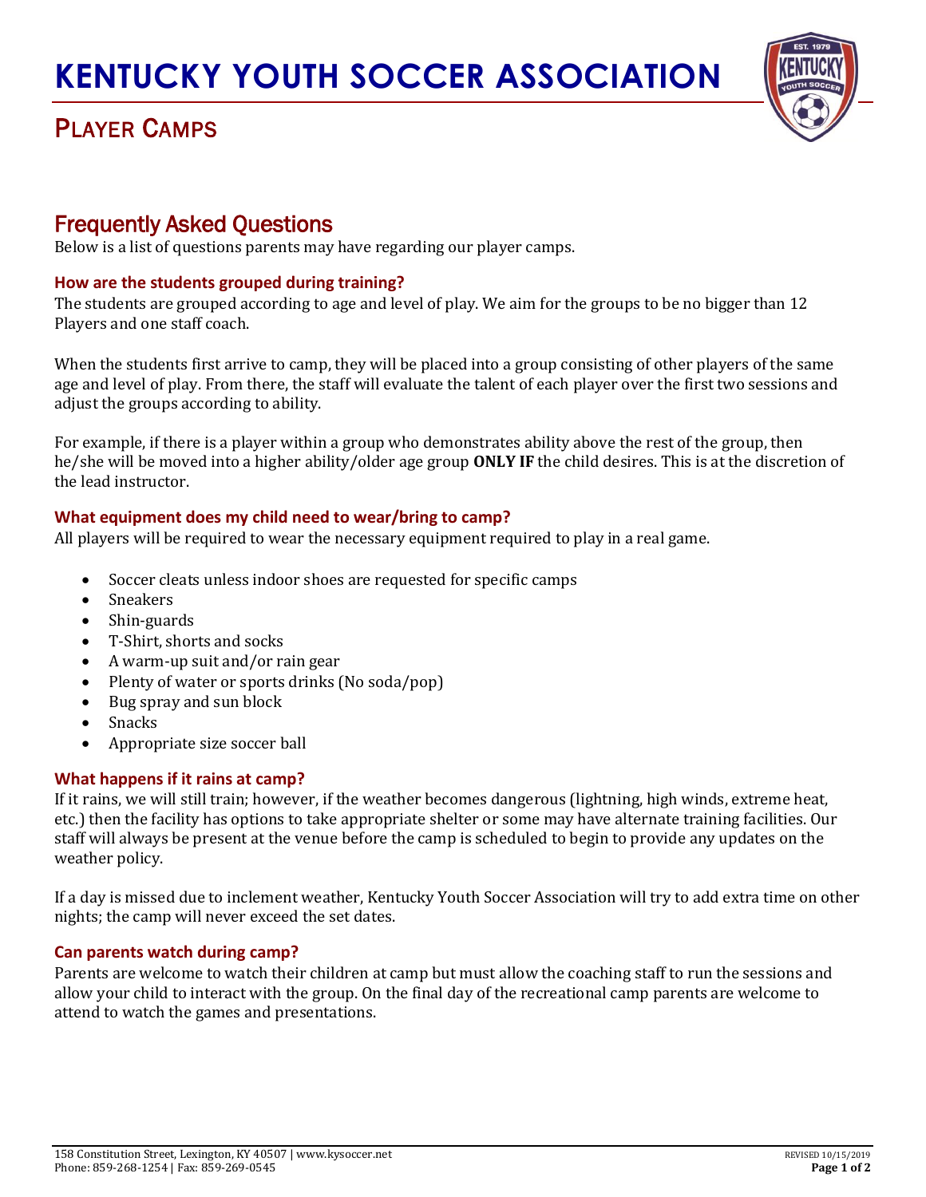# KENTUCKY YOUTH SOCCER ASSOCIATION

## Player Camps

## Frequently Asked Questions

Below is a list of questions parents may have regarding our player camps.

### How are the students grouped during training?

The students are grouped according to age and level of play. We aim for the groups to be no bigger than 12 Players and one staff coach.

When the students first arrive to camp, they will be placed into a group consisting of other players of the same age and level of play. From there, the staff will evaluate the talent of each player over the first two sessions and adjust the groups according to ability.

For example, if there is a player within a group who demonstrates ability above the rest of the group, then he/she will be moved into a higher ability/older age group **ONLY IF** the child desires. This is at the discretion of the lead instructor.

### What equipment does my child need to wear/bring to camp?

All players will be required to wear the necessary equipment required to play in a real game.

- Soccer cleats unless indoor shoes are requested for specific camps
- Sneakers
- Shin-guards
- T-Shirt, shorts and socks
- A warm-up suit and/or rain gear
- Plenty of water or sports drinks (No soda/pop)
- Bug spray and sun block
- Snacks
- Appropriate size soccer ball

### What happens if it rains at camp?

If it rains, we will still train; however, if the weather becomes dangerous (lightning, high winds, extreme heat, etc.) then the facility has options to take appropriate shelter or some may have alternate training facilities. Our staff will always be present at the venue before the camp is scheduled to begin to provide any updates on the weather policy.

If a day is missed due to inclement weather, Kentucky Youth Soccer Association will try to add extra time on other nights; the camp will never exceed the set dates.

### Can parents watch during camp?

Parents are welcome to watch their children at camp but must allow the coaching staff to run the sessions and allow your child to interact with the group. On the final day of the recreational camp parents are welcome to attend to watch the games and presentations.

158 Constitution Street, Lexington, KY 40507 | www.kysoccer.net
Phone: 859-268-1254 | Fax: 859-269-0545

REVISED 10/15/2019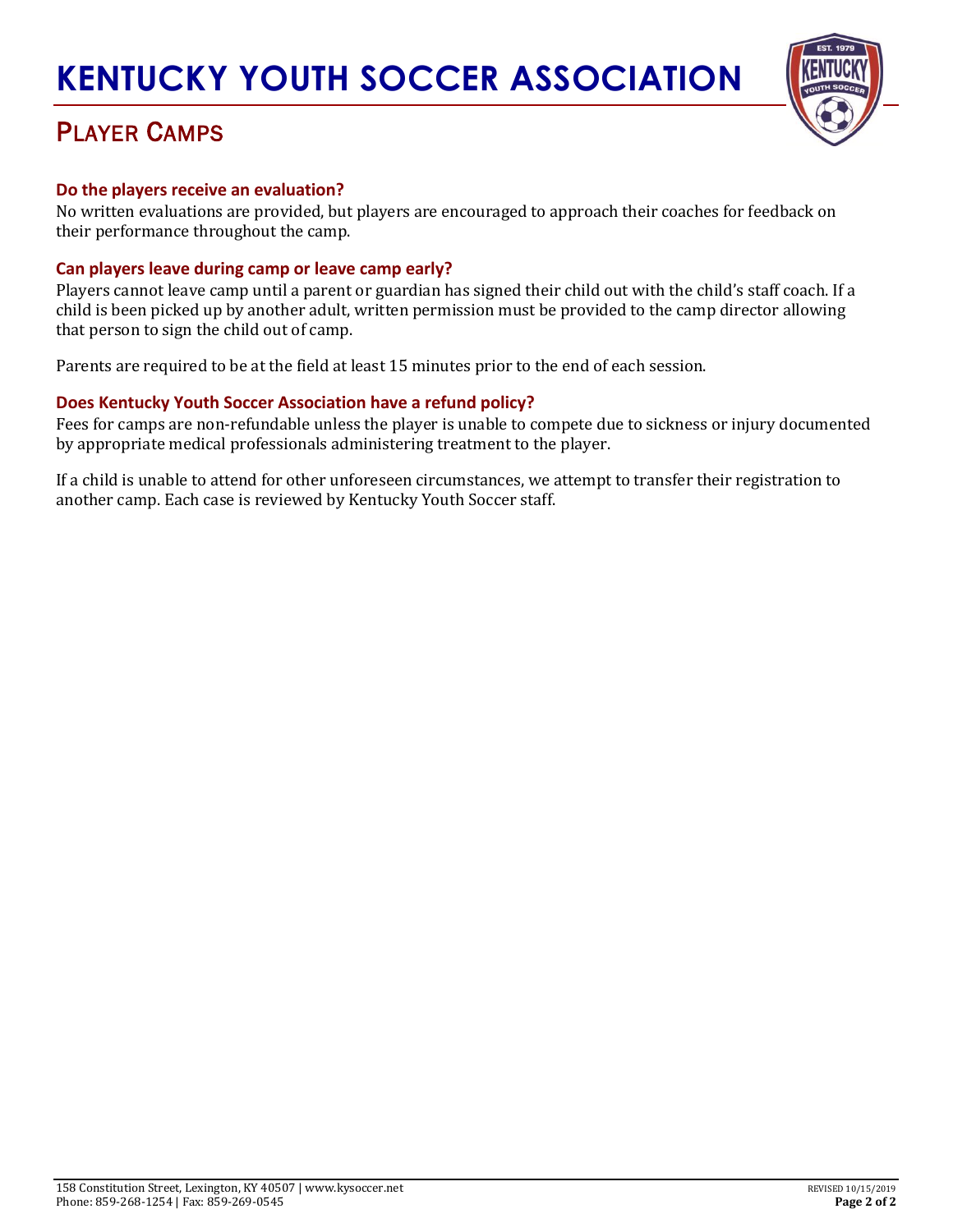# KENTUCKY YOUTH SOCCER ASSOCIATION

## PLAYER CAMPS

### Do the players receive an evaluation?

No written evaluations are provided, but players are encouraged to approach their coaches for feedback on their performance throughout the camp.

### Can players leave during camp or leave camp early?

Players cannot leave camp until a parent or guardian has signed their child out with the child's staff coach. If a child is been picked up by another adult, written permission must be provided to the camp director allowing that person to sign the child out of camp.

Parents are required to be at the field at least 15 minutes prior to the end of each session.

### Does Kentucky Youth Soccer Association have a refund policy?

Fees for camps are non-refundable unless the player is unable to compete due to sickness or injury documented by appropriate medical professionals administering treatment to the player.

If a child is unable to attend for other unforeseen circumstances, we attempt to transfer their registration to another camp. Each case is reviewed by Kentucky Youth Soccer staff.

158 Constitution Street, Lexington, KY 40507 | www.kysoccer.net
Phone: 859-268-1254 | Fax: 859-269-0545

REVISED 10/15/2019